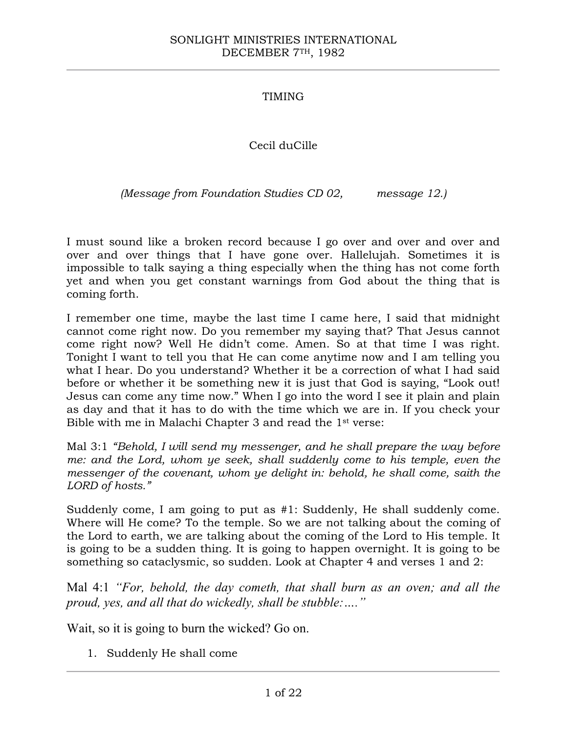SONLIGHT MINISTRIES INTERNATIONAL
DECEMBER 7TH, 1982

# TIMING

Cecil duCille

*(Message from Foundation Studies CD 02, message 12.)*

I must sound like a broken record because I go over and over and over and over and over things that I have gone over. Hallelujah. Sometimes it is impossible to talk saying a thing especially when the thing has not come forth yet and when you get constant warnings from God about the thing that is coming forth.

I remember one time, maybe the last time I came here, I said that midnight cannot come right now. Do you remember my saying that? That Jesus cannot come right now? Well He didn't come. Amen. So at that time I was right. Tonight I want to tell you that He can come anytime now and I am telling you what I hear. Do you understand? Whether it be a correction of what I had said before or whether it be something new it is just that God is saying, "Look out! Jesus can come any time now." When I go into the word I see it plain and plain as day and that it has to do with the time which we are in. If you check your Bible with me in Malachi Chapter 3 and read the 1st verse:

Mal 3:1 *"Behold, I will send my messenger, and he shall prepare the way before me: and the Lord, whom ye seek, shall suddenly come to his temple, even the messenger of the covenant, whom ye delight in: behold, he shall come, saith the LORD of hosts."*

Suddenly come, I am going to put as #1: Suddenly, He shall suddenly come. Where will He come? To the temple. So we are not talking about the coming of the Lord to earth, we are talking about the coming of the Lord to His temple. It is going to be a sudden thing. It is going to happen overnight. It is going to be something so cataclysmic, so sudden. Look at Chapter 4 and verses 1 and 2:

Mal 4:1 *"For, behold, the day cometh, that shall burn as an oven; and all the proud, yes, and all that do wickedly, shall be stubble:…."*

Wait, so it is going to burn the wicked? Go on.

1. Suddenly He shall come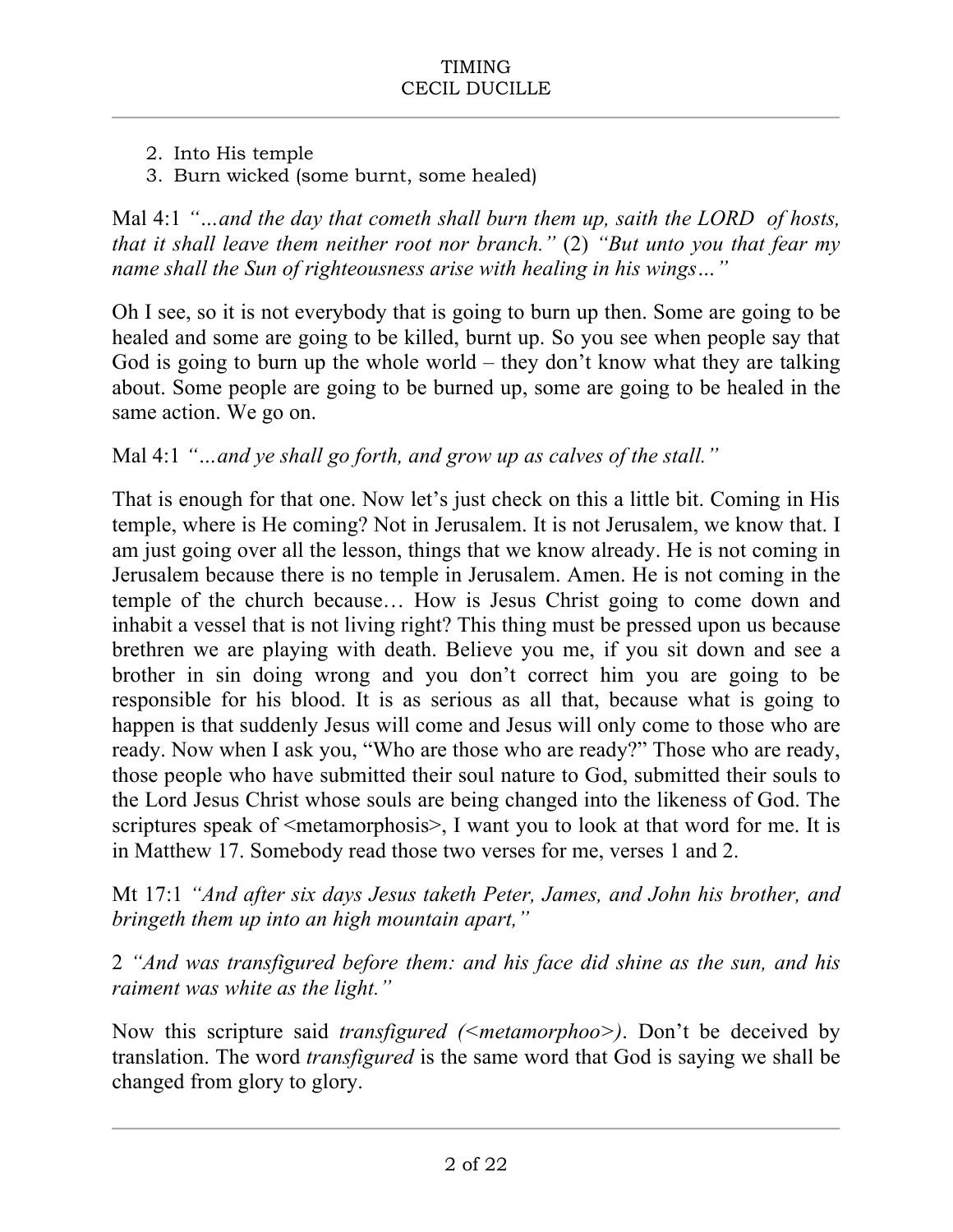2. Into His temple
3. Burn wicked (some burnt, some healed)

Mal 4:1 *"…and the day that cometh shall burn them up, saith the LORD of hosts, that it shall leave them neither root nor branch."* (2) *"But unto you that fear my name shall the Sun of righteousness arise with healing in his wings…"*

Oh I see, so it is not everybody that is going to burn up then. Some are going to be healed and some are going to be killed, burnt up. So you see when people say that God is going to burn up the whole world – they don't know what they are talking about. Some people are going to be burned up, some are going to be healed in the same action. We go on.

Mal 4:1 *"…and ye shall go forth, and grow up as calves of the stall."*

That is enough for that one. Now let's just check on this a little bit. Coming in His temple, where is He coming? Not in Jerusalem. It is not Jerusalem, we know that. I am just going over all the lesson, things that we know already. He is not coming in Jerusalem because there is no temple in Jerusalem. Amen. He is not coming in the temple of the church because… How is Jesus Christ going to come down and inhabit a vessel that is not living right? This thing must be pressed upon us because brethren we are playing with death. Believe you me, if you sit down and see a brother in sin doing wrong and you don't correct him you are going to be responsible for his blood. It is as serious as all that, because what is going to happen is that suddenly Jesus will come and Jesus will only come to those who are ready. Now when I ask you, "Who are those who are ready?" Those who are ready, those people who have submitted their soul nature to God, submitted their souls to the Lord Jesus Christ whose souls are being changed into the likeness of God. The scriptures speak of <metamorphosis>, I want you to look at that word for me. It is in Matthew 17. Somebody read those two verses for me, verses 1 and 2.

Mt 17:1 *"And after six days Jesus taketh Peter, James, and John his brother, and bringeth them up into an high mountain apart,"*

2 *"And was transfigured before them: and his face did shine as the sun, and his raiment was white as the light."*

Now this scripture said *transfigured (<metamorphoo>)*. Don't be deceived by translation. The word *transfigured* is the same word that God is saying we shall be changed from glory to glory.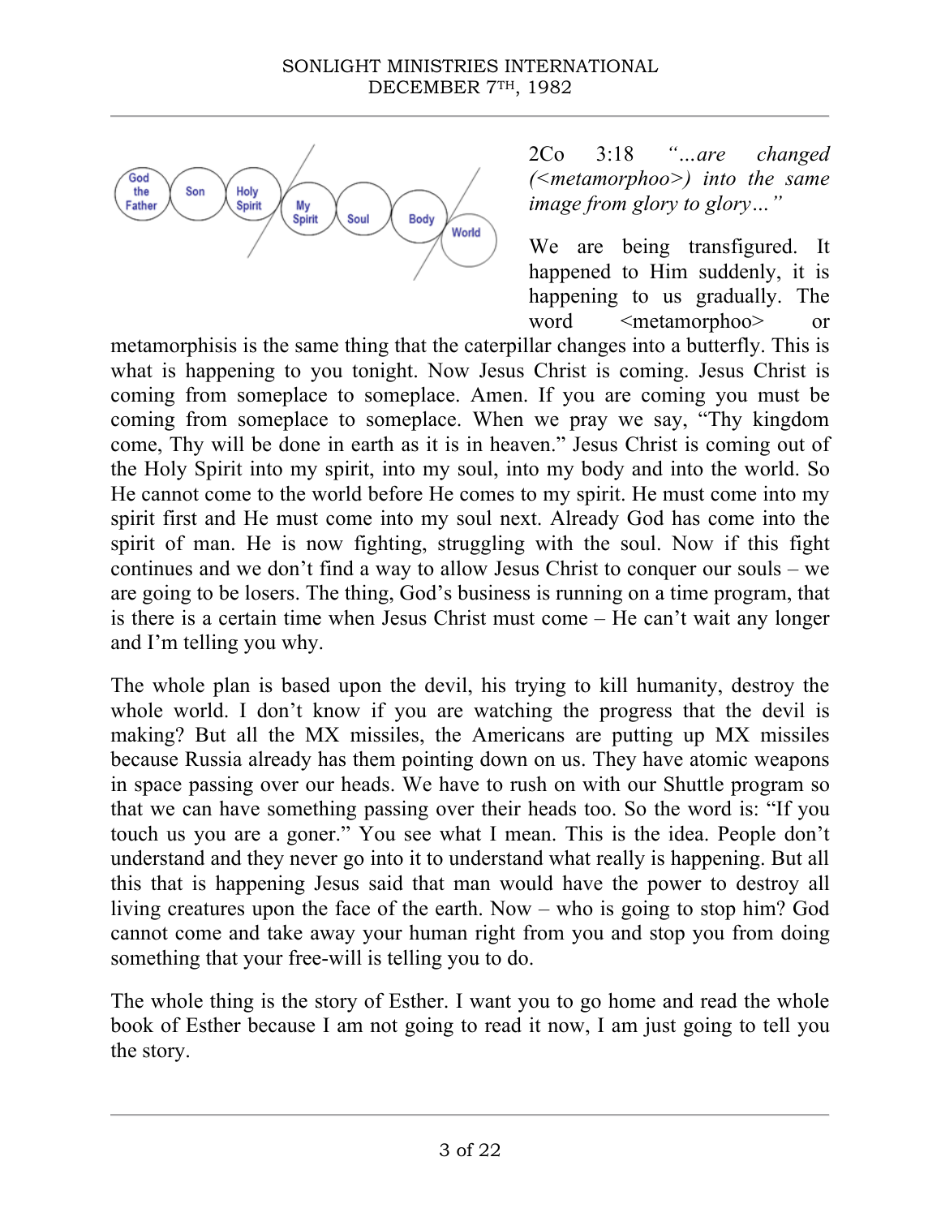God the Father — Son — Holy Spirit / My Spirit — Soul — Body / World

2Co 3:18 *"…are changed (<metamorphoo>) into the same image from glory to glory…"*

We are being transfigured. It happened to Him suddenly, it is happening to us gradually. The word <metamorphoo> or metamorphisis is the same thing that the caterpillar changes into a butterfly. This is what is happening to you tonight. Now Jesus Christ is coming. Jesus Christ is coming from someplace to someplace. Amen. If you are coming you must be coming from someplace to someplace. When we pray we say, "Thy kingdom come, Thy will be done in earth as it is in heaven." Jesus Christ is coming out of the Holy Spirit into my spirit, into my soul, into my body and into the world. So He cannot come to the world before He comes to my spirit. He must come into my spirit first and He must come into my soul next. Already God has come into the spirit of man. He is now fighting, struggling with the soul. Now if this fight continues and we don't find a way to allow Jesus Christ to conquer our souls – we are going to be losers. The thing, God's business is running on a time program, that is there is a certain time when Jesus Christ must come – He can't wait any longer and I'm telling you why.

The whole plan is based upon the devil, his trying to kill humanity, destroy the whole world. I don't know if you are watching the progress that the devil is making? But all the MX missiles, the Americans are putting up MX missiles because Russia already has them pointing down on us. They have atomic weapons in space passing over our heads. We have to rush on with our Shuttle program so that we can have something passing over their heads too. So the word is: "If you touch us you are a goner." You see what I mean. This is the idea. People don't understand and they never go into it to understand what really is happening. But all this that is happening Jesus said that man would have the power to destroy all living creatures upon the face of the earth. Now – who is going to stop him? God cannot come and take away your human right from you and stop you from doing something that your free-will is telling you to do.

The whole thing is the story of Esther. I want you to go home and read the whole book of Esther because I am not going to read it now, I am just going to tell you the story.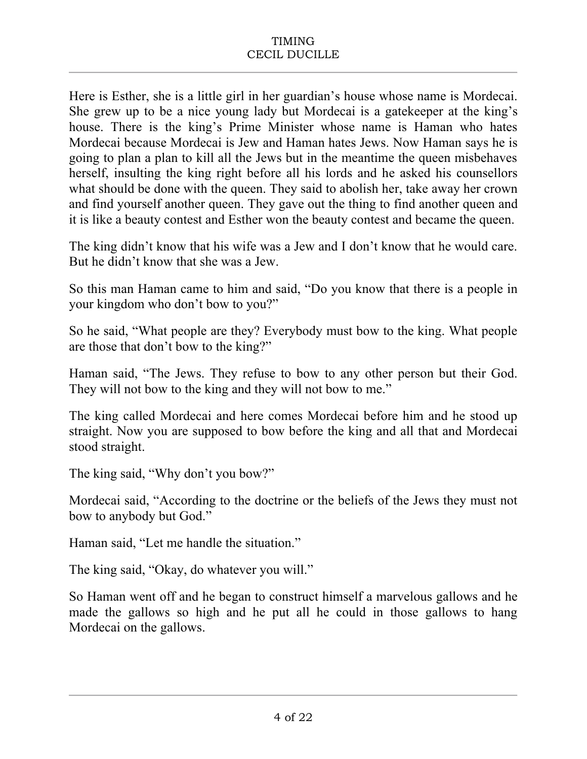Here is Esther, she is a little girl in her guardian's house whose name is Mordecai. She grew up to be a nice young lady but Mordecai is a gatekeeper at the king's house. There is the king's Prime Minister whose name is Haman who hates Mordecai because Mordecai is Jew and Haman hates Jews. Now Haman says he is going to plan a plan to kill all the Jews but in the meantime the queen misbehaves herself, insulting the king right before all his lords and he asked his counsellors what should be done with the queen. They said to abolish her, take away her crown and find yourself another queen. They gave out the thing to find another queen and it is like a beauty contest and Esther won the beauty contest and became the queen.

The king didn't know that his wife was a Jew and I don't know that he would care. But he didn't know that she was a Jew.

So this man Haman came to him and said, "Do you know that there is a people in your kingdom who don't bow to you?"

So he said, "What people are they? Everybody must bow to the king. What people are those that don't bow to the king?"

Haman said, "The Jews. They refuse to bow to any other person but their God. They will not bow to the king and they will not bow to me."

The king called Mordecai and here comes Mordecai before him and he stood up straight. Now you are supposed to bow before the king and all that and Mordecai stood straight.

The king said, "Why don't you bow?"

Mordecai said, "According to the doctrine or the beliefs of the Jews they must not bow to anybody but God."

Haman said, "Let me handle the situation."

The king said, "Okay, do whatever you will."

So Haman went off and he began to construct himself a marvelous gallows and he made the gallows so high and he put all he could in those gallows to hang Mordecai on the gallows.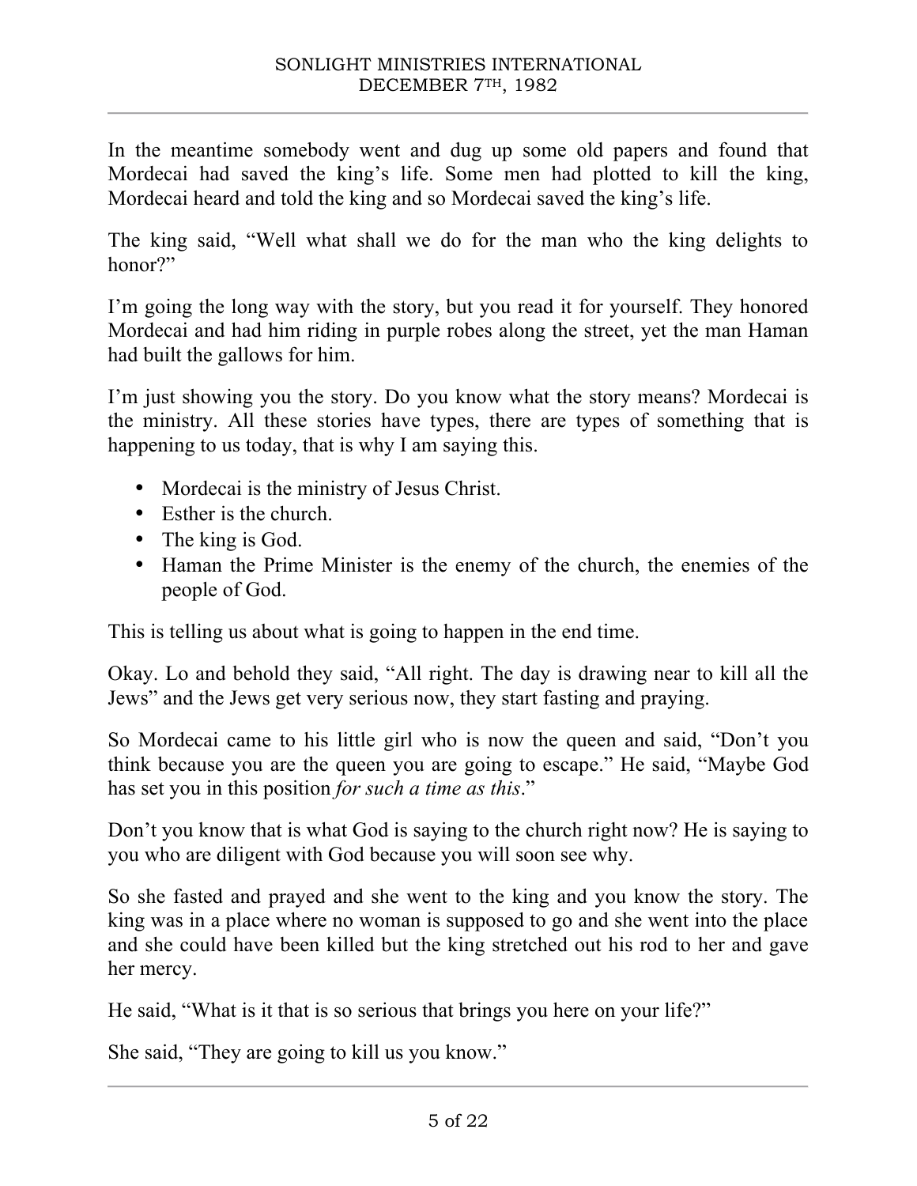In the meantime somebody went and dug up some old papers and found that Mordecai had saved the king's life. Some men had plotted to kill the king, Mordecai heard and told the king and so Mordecai saved the king's life.

The king said, "Well what shall we do for the man who the king delights to honor?"

I'm going the long way with the story, but you read it for yourself. They honored Mordecai and had him riding in purple robes along the street, yet the man Haman had built the gallows for him.

I'm just showing you the story. Do you know what the story means? Mordecai is the ministry. All these stories have types, there are types of something that is happening to us today, that is why I am saying this.

- Mordecai is the ministry of Jesus Christ.
- Esther is the church.
- The king is God.
- Haman the Prime Minister is the enemy of the church, the enemies of the people of God.

This is telling us about what is going to happen in the end time.

Okay. Lo and behold they said, "All right. The day is drawing near to kill all the Jews" and the Jews get very serious now, they start fasting and praying.

So Mordecai came to his little girl who is now the queen and said, "Don't you think because you are the queen you are going to escape." He said, "Maybe God has set you in this position *for such a time as this*."

Don't you know that is what God is saying to the church right now? He is saying to you who are diligent with God because you will soon see why.

So she fasted and prayed and she went to the king and you know the story. The king was in a place where no woman is supposed to go and she went into the place and she could have been killed but the king stretched out his rod to her and gave her mercy.

He said, "What is it that is so serious that brings you here on your life?"

She said, "They are going to kill us you know."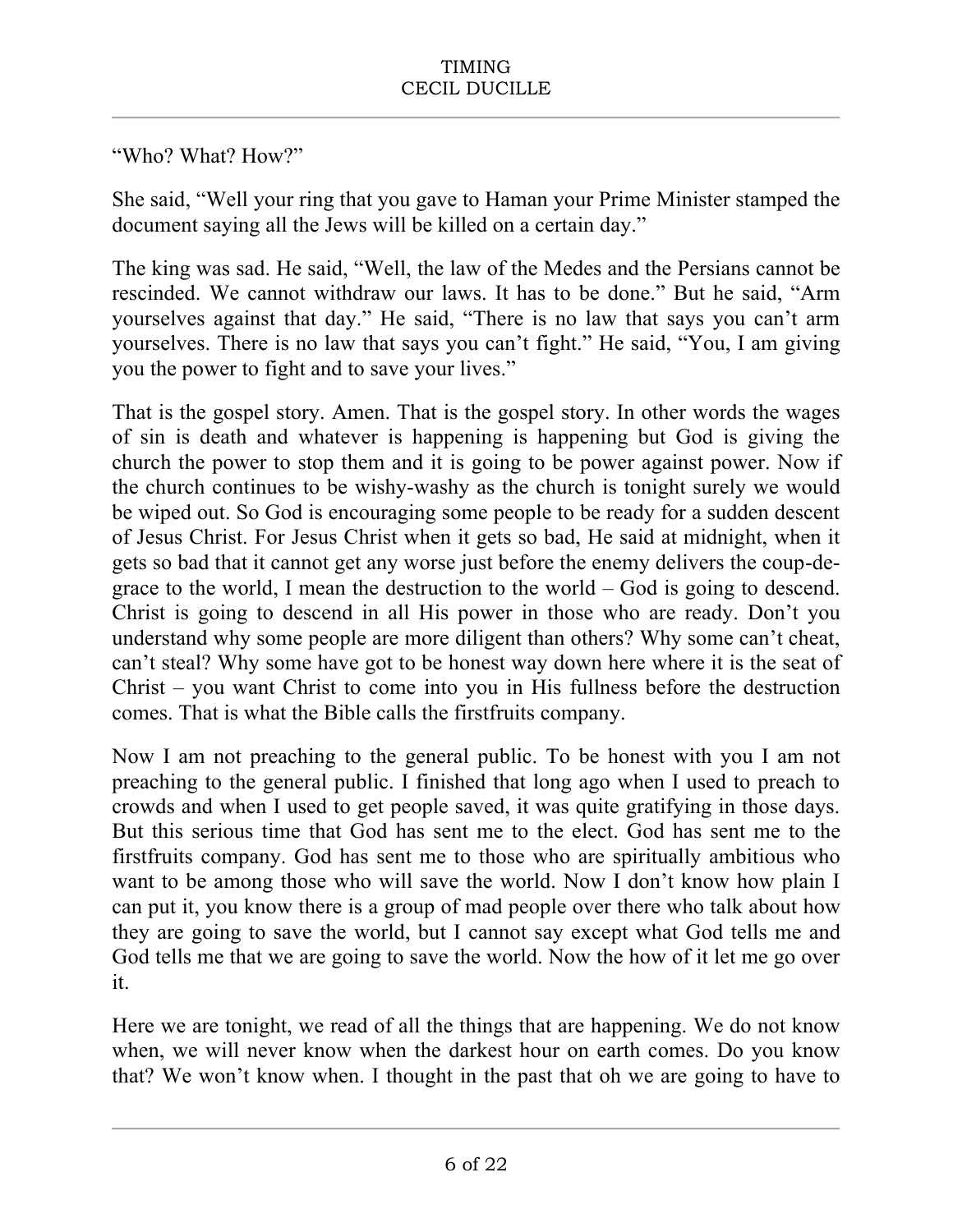"Who? What? How?"

She said, "Well your ring that you gave to Haman your Prime Minister stamped the document saying all the Jews will be killed on a certain day."

The king was sad. He said, "Well, the law of the Medes and the Persians cannot be rescinded. We cannot withdraw our laws. It has to be done." But he said, "Arm yourselves against that day." He said, "There is no law that says you can't arm yourselves. There is no law that says you can't fight." He said, "You, I am giving you the power to fight and to save your lives."

That is the gospel story. Amen. That is the gospel story. In other words the wages of sin is death and whatever is happening is happening but God is giving the church the power to stop them and it is going to be power against power. Now if the church continues to be wishy-washy as the church is tonight surely we would be wiped out. So God is encouraging some people to be ready for a sudden descent of Jesus Christ. For Jesus Christ when it gets so bad, He said at midnight, when it gets so bad that it cannot get any worse just before the enemy delivers the coup-de-grace to the world, I mean the destruction to the world – God is going to descend. Christ is going to descend in all His power in those who are ready. Don't you understand why some people are more diligent than others? Why some can't cheat, can't steal? Why some have got to be honest way down here where it is the seat of Christ – you want Christ to come into you in His fullness before the destruction comes. That is what the Bible calls the firstfruits company.

Now I am not preaching to the general public. To be honest with you I am not preaching to the general public. I finished that long ago when I used to preach to crowds and when I used to get people saved, it was quite gratifying in those days. But this serious time that God has sent me to the elect. God has sent me to the firstfruits company. God has sent me to those who are spiritually ambitious who want to be among those who will save the world. Now I don't know how plain I can put it, you know there is a group of mad people over there who talk about how they are going to save the world, but I cannot say except what God tells me and God tells me that we are going to save the world. Now the how of it let me go over it.

Here we are tonight, we read of all the things that are happening. We do not know when, we will never know when the darkest hour on earth comes. Do you know that? We won't know when. I thought in the past that oh we are going to have to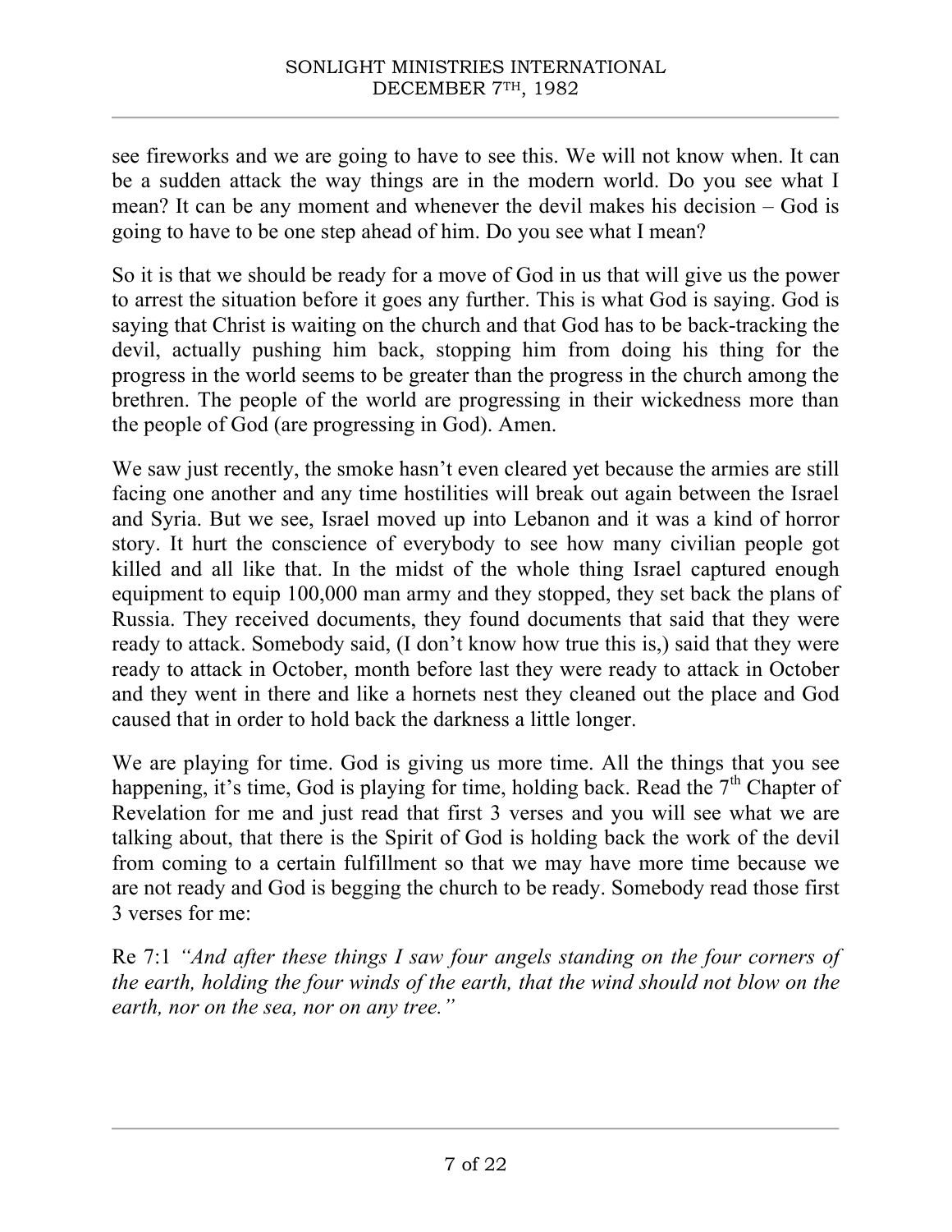see fireworks and we are going to have to see this. We will not know when. It can be a sudden attack the way things are in the modern world. Do you see what I mean? It can be any moment and whenever the devil makes his decision – God is going to have to be one step ahead of him. Do you see what I mean?

So it is that we should be ready for a move of God in us that will give us the power to arrest the situation before it goes any further. This is what God is saying. God is saying that Christ is waiting on the church and that God has to be back-tracking the devil, actually pushing him back, stopping him from doing his thing for the progress in the world seems to be greater than the progress in the church among the brethren. The people of the world are progressing in their wickedness more than the people of God (are progressing in God). Amen.

We saw just recently, the smoke hasn't even cleared yet because the armies are still facing one another and any time hostilities will break out again between the Israel and Syria. But we see, Israel moved up into Lebanon and it was a kind of horror story. It hurt the conscience of everybody to see how many civilian people got killed and all like that. In the midst of the whole thing Israel captured enough equipment to equip 100,000 man army and they stopped, they set back the plans of Russia. They received documents, they found documents that said that they were ready to attack. Somebody said, (I don't know how true this is,) said that they were ready to attack in October, month before last they were ready to attack in October and they went in there and like a hornets nest they cleaned out the place and God caused that in order to hold back the darkness a little longer.

We are playing for time. God is giving us more time. All the things that you see happening, it's time, God is playing for time, holding back. Read the 7th Chapter of Revelation for me and just read that first 3 verses and you will see what we are talking about, that there is the Spirit of God is holding back the work of the devil from coming to a certain fulfillment so that we may have more time because we are not ready and God is begging the church to be ready. Somebody read those first 3 verses for me:

Re 7:1 *"And after these things I saw four angels standing on the four corners of the earth, holding the four winds of the earth, that the wind should not blow on the earth, nor on the sea, nor on any tree."*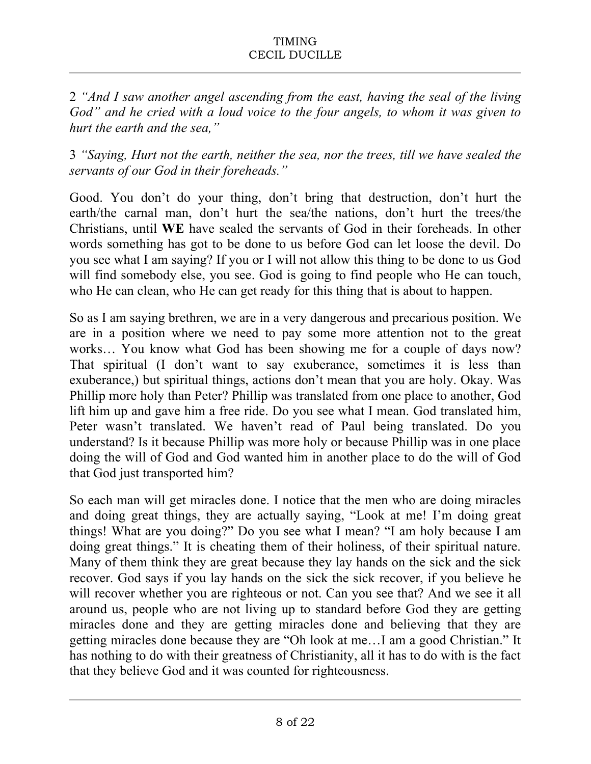2 *"And I saw another angel ascending from the east, having the seal of the living God" and he cried with a loud voice to the four angels, to whom it was given to hurt the earth and the sea,"*

3 *"Saying, Hurt not the earth, neither the sea, nor the trees, till we have sealed the servants of our God in their foreheads."*

Good. You don't do your thing, don't bring that destruction, don't hurt the earth/the carnal man, don't hurt the sea/the nations, don't hurt the trees/the Christians, until **WE** have sealed the servants of God in their foreheads. In other words something has got to be done to us before God can let loose the devil. Do you see what I am saying? If you or I will not allow this thing to be done to us God will find somebody else, you see. God is going to find people who He can touch, who He can clean, who He can get ready for this thing that is about to happen.

So as I am saying brethren, we are in a very dangerous and precarious position. We are in a position where we need to pay some more attention not to the great works… You know what God has been showing me for a couple of days now? That spiritual (I don't want to say exuberance, sometimes it is less than exuberance,) but spiritual things, actions don't mean that you are holy. Okay. Was Phillip more holy than Peter? Phillip was translated from one place to another, God lift him up and gave him a free ride. Do you see what I mean. God translated him, Peter wasn't translated. We haven't read of Paul being translated. Do you understand? Is it because Phillip was more holy or because Phillip was in one place doing the will of God and God wanted him in another place to do the will of God that God just transported him?

So each man will get miracles done. I notice that the men who are doing miracles and doing great things, they are actually saying, "Look at me! I'm doing great things! What are you doing?" Do you see what I mean? "I am holy because I am doing great things." It is cheating them of their holiness, of their spiritual nature. Many of them think they are great because they lay hands on the sick and the sick recover. God says if you lay hands on the sick the sick recover, if you believe he will recover whether you are righteous or not. Can you see that? And we see it all around us, people who are not living up to standard before God they are getting miracles done and they are getting miracles done and believing that they are getting miracles done because they are "Oh look at me…I am a good Christian." It has nothing to do with their greatness of Christianity, all it has to do with is the fact that they believe God and it was counted for righteousness.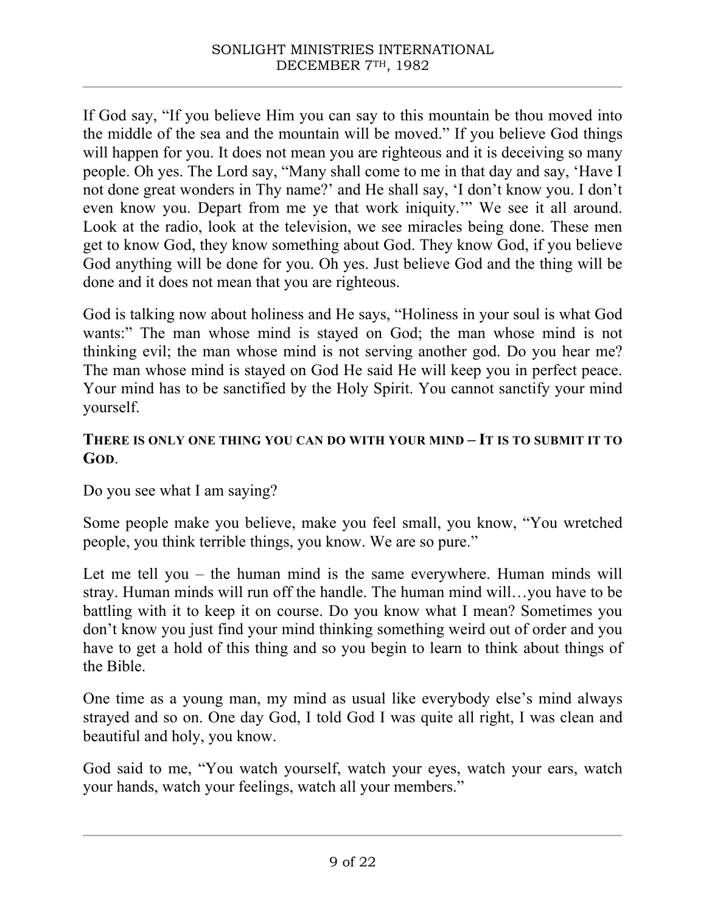If God say, "If you believe Him you can say to this mountain be thou moved into the middle of the sea and the mountain will be moved." If you believe God things will happen for you. It does not mean you are righteous and it is deceiving so many people. Oh yes. The Lord say, "Many shall come to me in that day and say, 'Have I not done great wonders in Thy name?' and He shall say, 'I don't know you. I don't even know you. Depart from me ye that work iniquity.'" We see it all around. Look at the radio, look at the television, we see miracles being done. These men get to know God, they know something about God. They know God, if you believe God anything will be done for you. Oh yes. Just believe God and the thing will be done and it does not mean that you are righteous.

God is talking now about holiness and He says, "Holiness in your soul is what God wants:" The man whose mind is stayed on God; the man whose mind is not thinking evil; the man whose mind is not serving another god. Do you hear me? The man whose mind is stayed on God He said He will keep you in perfect peace. Your mind has to be sanctified by the Holy Spirit. You cannot sanctify your mind yourself.

**THERE IS ONLY ONE THING YOU CAN DO WITH YOUR MIND – IT IS TO SUBMIT IT TO GOD.**

Do you see what I am saying?

Some people make you believe, make you feel small, you know, "You wretched people, you think terrible things, you know. We are so pure."

Let me tell you – the human mind is the same everywhere. Human minds will stray. Human minds will run off the handle. The human mind will…you have to be battling with it to keep it on course. Do you know what I mean? Sometimes you don't know you just find your mind thinking something weird out of order and you have to get a hold of this thing and so you begin to learn to think about things of the Bible.

One time as a young man, my mind as usual like everybody else's mind always strayed and so on. One day God, I told God I was quite all right, I was clean and beautiful and holy, you know.

God said to me, "You watch yourself, watch your eyes, watch your ears, watch your hands, watch your feelings, watch all your members."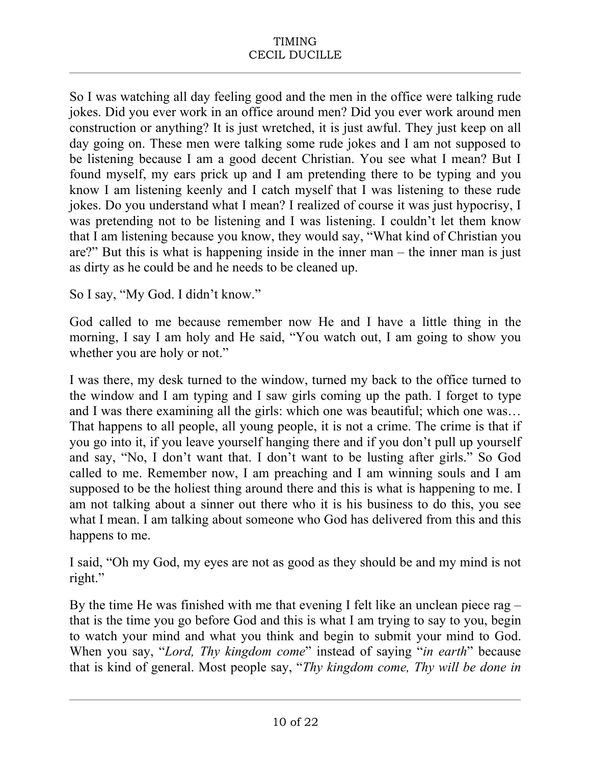So I was watching all day feeling good and the men in the office were talking rude jokes. Did you ever work in an office around men? Did you ever work around men construction or anything? It is just wretched, it is just awful. They just keep on all day going on. These men were talking some rude jokes and I am not supposed to be listening because I am a good decent Christian. You see what I mean? But I found myself, my ears prick up and I am pretending there to be typing and you know I am listening keenly and I catch myself that I was listening to these rude jokes. Do you understand what I mean? I realized of course it was just hypocrisy, I was pretending not to be listening and I was listening. I couldn't let them know that I am listening because you know, they would say, "What kind of Christian you are?" But this is what is happening inside in the inner man – the inner man is just as dirty as he could be and he needs to be cleaned up.

So I say, "My God. I didn't know."

God called to me because remember now He and I have a little thing in the morning, I say I am holy and He said, "You watch out, I am going to show you whether you are holy or not."

I was there, my desk turned to the window, turned my back to the office turned to the window and I am typing and I saw girls coming up the path. I forget to type and I was there examining all the girls: which one was beautiful; which one was… That happens to all people, all young people, it is not a crime. The crime is that if you go into it, if you leave yourself hanging there and if you don't pull up yourself and say, "No, I don't want that. I don't want to be lusting after girls." So God called to me. Remember now, I am preaching and I am winning souls and I am supposed to be the holiest thing around there and this is what is happening to me. I am not talking about a sinner out there who it is his business to do this, you see what I mean. I am talking about someone who God has delivered from this and this happens to me.

I said, "Oh my God, my eyes are not as good as they should be and my mind is not right."

By the time He was finished with me that evening I felt like an unclean piece rag – that is the time you go before God and this is what I am trying to say to you, begin to watch your mind and what you think and begin to submit your mind to God. When you say, "*Lord, Thy kingdom come*" instead of saying "*in earth*" because that is kind of general. Most people say, "*Thy kingdom come, Thy will be done in*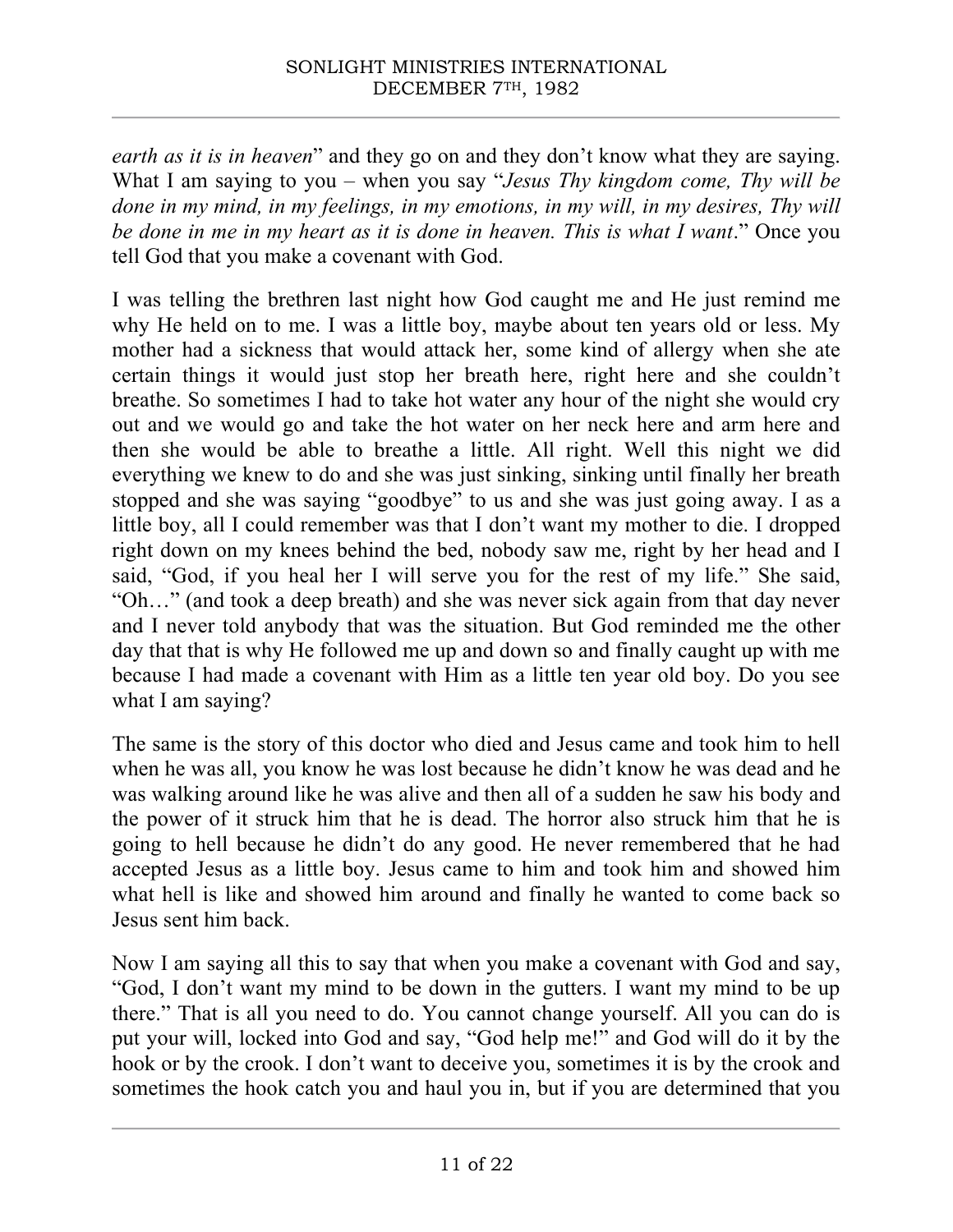*earth as it is in heaven*" and they go on and they don't know what they are saying. What I am saying to you – when you say "*Jesus Thy kingdom come, Thy will be done in my mind, in my feelings, in my emotions, in my will, in my desires, Thy will be done in me in my heart as it is done in heaven. This is what I want*." Once you tell God that you make a covenant with God.

I was telling the brethren last night how God caught me and He just remind me why He held on to me. I was a little boy, maybe about ten years old or less. My mother had a sickness that would attack her, some kind of allergy when she ate certain things it would just stop her breath here, right here and she couldn't breathe. So sometimes I had to take hot water any hour of the night she would cry out and we would go and take the hot water on her neck here and arm here and then she would be able to breathe a little. All right. Well this night we did everything we knew to do and she was just sinking, sinking until finally her breath stopped and she was saying "goodbye" to us and she was just going away. I as a little boy, all I could remember was that I don't want my mother to die. I dropped right down on my knees behind the bed, nobody saw me, right by her head and I said, "God, if you heal her I will serve you for the rest of my life." She said, "Oh…" (and took a deep breath) and she was never sick again from that day never and I never told anybody that was the situation. But God reminded me the other day that that is why He followed me up and down so and finally caught up with me because I had made a covenant with Him as a little ten year old boy. Do you see what I am saying?

The same is the story of this doctor who died and Jesus came and took him to hell when he was all, you know he was lost because he didn't know he was dead and he was walking around like he was alive and then all of a sudden he saw his body and the power of it struck him that he is dead. The horror also struck him that he is going to hell because he didn't do any good. He never remembered that he had accepted Jesus as a little boy. Jesus came to him and took him and showed him what hell is like and showed him around and finally he wanted to come back so Jesus sent him back.

Now I am saying all this to say that when you make a covenant with God and say, "God, I don't want my mind to be down in the gutters. I want my mind to be up there." That is all you need to do. You cannot change yourself. All you can do is put your will, locked into God and say, "God help me!" and God will do it by the hook or by the crook. I don't want to deceive you, sometimes it is by the crook and sometimes the hook catch you and haul you in, but if you are determined that you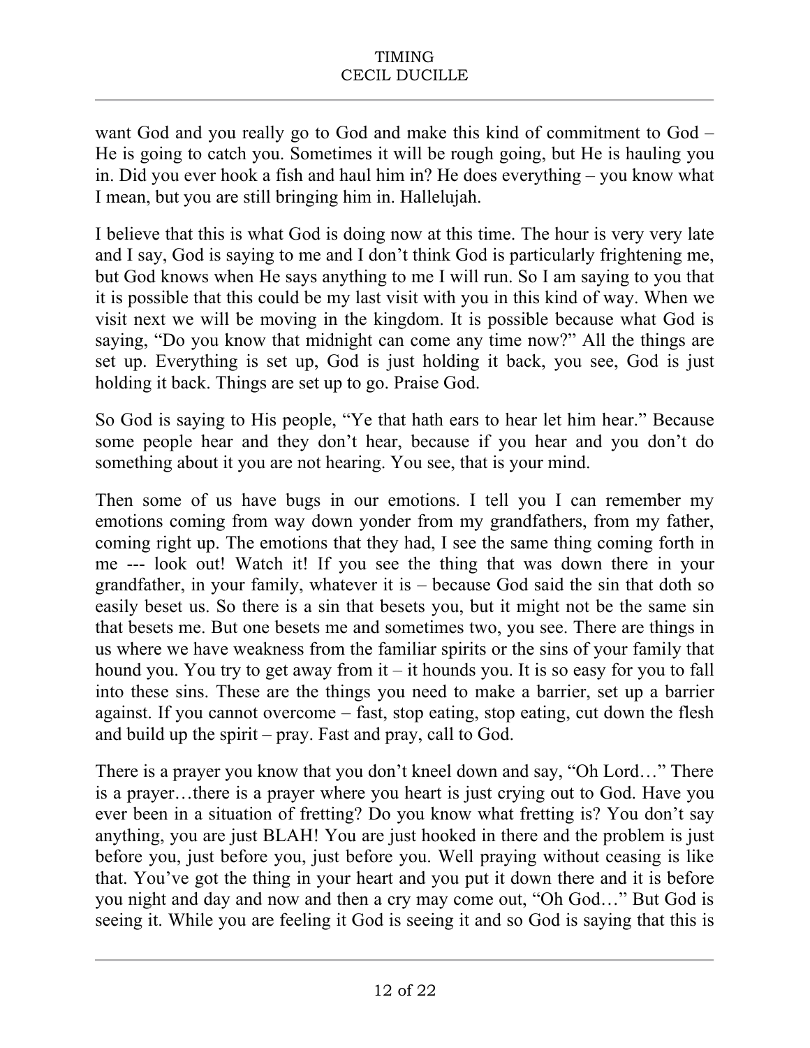want God and you really go to God and make this kind of commitment to God – He is going to catch you. Sometimes it will be rough going, but He is hauling you in. Did you ever hook a fish and haul him in? He does everything – you know what I mean, but you are still bringing him in. Hallelujah.

I believe that this is what God is doing now at this time. The hour is very very late and I say, God is saying to me and I don't think God is particularly frightening me, but God knows when He says anything to me I will run. So I am saying to you that it is possible that this could be my last visit with you in this kind of way. When we visit next we will be moving in the kingdom. It is possible because what God is saying, "Do you know that midnight can come any time now?" All the things are set up. Everything is set up, God is just holding it back, you see, God is just holding it back. Things are set up to go. Praise God.

So God is saying to His people, "Ye that hath ears to hear let him hear." Because some people hear and they don't hear, because if you hear and you don't do something about it you are not hearing. You see, that is your mind.

Then some of us have bugs in our emotions. I tell you I can remember my emotions coming from way down yonder from my grandfathers, from my father, coming right up. The emotions that they had, I see the same thing coming forth in me --- look out! Watch it! If you see the thing that was down there in your grandfather, in your family, whatever it is – because God said the sin that doth so easily beset us. So there is a sin that besets you, but it might not be the same sin that besets me. But one besets me and sometimes two, you see. There are things in us where we have weakness from the familiar spirits or the sins of your family that hound you. You try to get away from it – it hounds you. It is so easy for you to fall into these sins. These are the things you need to make a barrier, set up a barrier against. If you cannot overcome – fast, stop eating, stop eating, cut down the flesh and build up the spirit – pray. Fast and pray, call to God.

There is a prayer you know that you don't kneel down and say, "Oh Lord…" There is a prayer…there is a prayer where you heart is just crying out to God. Have you ever been in a situation of fretting? Do you know what fretting is? You don't say anything, you are just BLAH! You are just hooked in there and the problem is just before you, just before you, just before you. Well praying without ceasing is like that. You've got the thing in your heart and you put it down there and it is before you night and day and now and then a cry may come out, "Oh God…" But God is seeing it. While you are feeling it God is seeing it and so God is saying that this is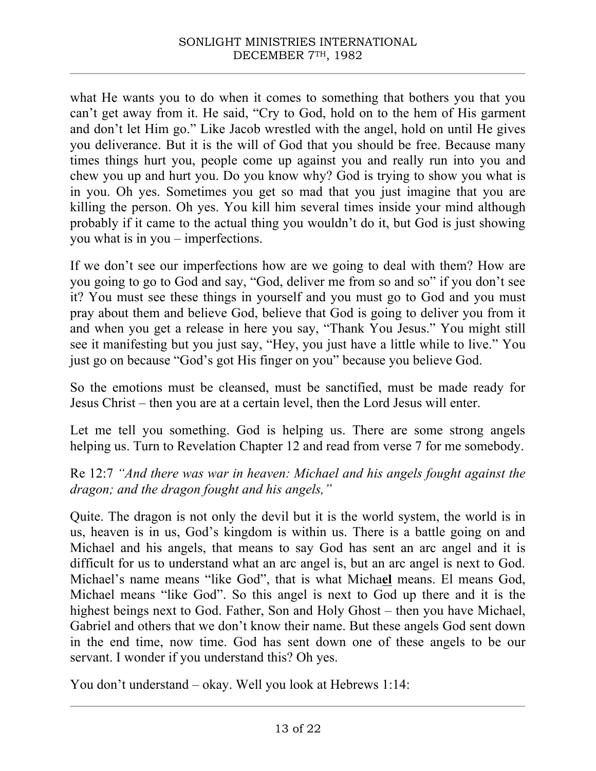what He wants you to do when it comes to something that bothers you that you can't get away from it. He said, "Cry to God, hold on to the hem of His garment and don't let Him go." Like Jacob wrestled with the angel, hold on until He gives you deliverance. But it is the will of God that you should be free. Because many times things hurt you, people come up against you and really run into you and chew you up and hurt you. Do you know why? God is trying to show you what is in you. Oh yes. Sometimes you get so mad that you just imagine that you are killing the person. Oh yes. You kill him several times inside your mind although probably if it came to the actual thing you wouldn't do it, but God is just showing you what is in you – imperfections.

If we don't see our imperfections how are we going to deal with them? How are you going to go to God and say, "God, deliver me from so and so" if you don't see it? You must see these things in yourself and you must go to God and you must pray about them and believe God, believe that God is going to deliver you from it and when you get a release in here you say, "Thank You Jesus." You might still see it manifesting but you just say, "Hey, you just have a little while to live." You just go on because "God's got His finger on you" because you believe God.

So the emotions must be cleansed, must be sanctified, must be made ready for Jesus Christ – then you are at a certain level, then the Lord Jesus will enter.

Let me tell you something. God is helping us. There are some strong angels helping us. Turn to Revelation Chapter 12 and read from verse 7 for me somebody.

Re 12:7 *"And there was war in heaven: Michael and his angels fought against the dragon; and the dragon fought and his angels,"*

Quite. The dragon is not only the devil but it is the world system, the world is in us, heaven is in us, God's kingdom is within us. There is a battle going on and Michael and his angels, that means to say God has sent an arc angel and it is difficult for us to understand what an arc angel is, but an arc angel is next to God. Michael's name means "like God", that is what Micha**el** means. El means God, Michael means "like God". So this angel is next to God up there and it is the highest beings next to God. Father, Son and Holy Ghost – then you have Michael, Gabriel and others that we don't know their name. But these angels God sent down in the end time, now time. God has sent down one of these angels to be our servant. I wonder if you understand this? Oh yes.

You don't understand – okay. Well you look at Hebrews 1:14: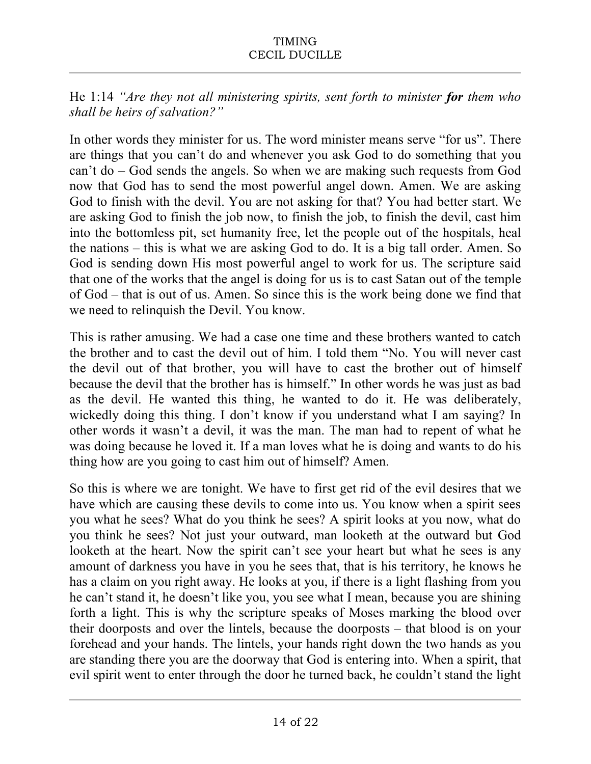He 1:14 *"Are they not all ministering spirits, sent forth to minister **for** them who shall be heirs of salvation?"*

In other words they minister for us. The word minister means serve "for us". There are things that you can't do and whenever you ask God to do something that you can't do – God sends the angels. So when we are making such requests from God now that God has to send the most powerful angel down. Amen. We are asking God to finish with the devil. You are not asking for that? You had better start. We are asking God to finish the job now, to finish the job, to finish the devil, cast him into the bottomless pit, set humanity free, let the people out of the hospitals, heal the nations – this is what we are asking God to do. It is a big tall order. Amen. So God is sending down His most powerful angel to work for us. The scripture said that one of the works that the angel is doing for us is to cast Satan out of the temple of God – that is out of us. Amen. So since this is the work being done we find that we need to relinquish the Devil. You know.

This is rather amusing. We had a case one time and these brothers wanted to catch the brother and to cast the devil out of him. I told them "No. You will never cast the devil out of that brother, you will have to cast the brother out of himself because the devil that the brother has is himself." In other words he was just as bad as the devil. He wanted this thing, he wanted to do it. He was deliberately, wickedly doing this thing. I don't know if you understand what I am saying? In other words it wasn't a devil, it was the man. The man had to repent of what he was doing because he loved it. If a man loves what he is doing and wants to do his thing how are you going to cast him out of himself? Amen.

So this is where we are tonight. We have to first get rid of the evil desires that we have which are causing these devils to come into us. You know when a spirit sees you what he sees? What do you think he sees? A spirit looks at you now, what do you think he sees? Not just your outward, man looketh at the outward but God looketh at the heart. Now the spirit can't see your heart but what he sees is any amount of darkness you have in you he sees that, that is his territory, he knows he has a claim on you right away. He looks at you, if there is a light flashing from you he can't stand it, he doesn't like you, you see what I mean, because you are shining forth a light. This is why the scripture speaks of Moses marking the blood over their doorposts and over the lintels, because the doorposts – that blood is on your forehead and your hands. The lintels, your hands right down the two hands as you are standing there you are the doorway that God is entering into. When a spirit, that evil spirit went to enter through the door he turned back, he couldn't stand the light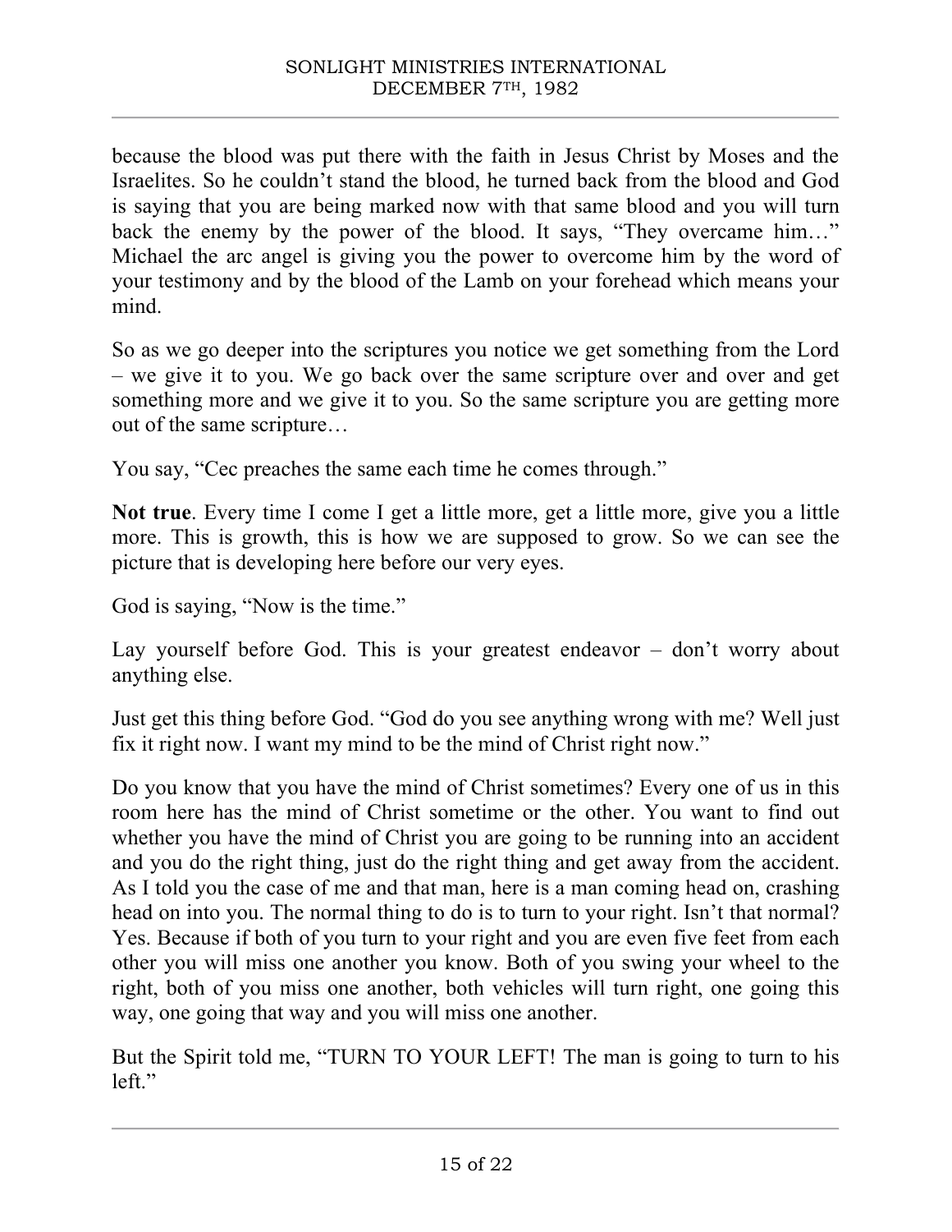because the blood was put there with the faith in Jesus Christ by Moses and the Israelites. So he couldn't stand the blood, he turned back from the blood and God is saying that you are being marked now with that same blood and you will turn back the enemy by the power of the blood. It says, "They overcame him…" Michael the arc angel is giving you the power to overcome him by the word of your testimony and by the blood of the Lamb on your forehead which means your mind.

So as we go deeper into the scriptures you notice we get something from the Lord – we give it to you. We go back over the same scripture over and over and get something more and we give it to you. So the same scripture you are getting more out of the same scripture…

You say, "Cec preaches the same each time he comes through."

**Not true**. Every time I come I get a little more, get a little more, give you a little more. This is growth, this is how we are supposed to grow. So we can see the picture that is developing here before our very eyes.

God is saying, "Now is the time."

Lay yourself before God. This is your greatest endeavor – don't worry about anything else.

Just get this thing before God. "God do you see anything wrong with me? Well just fix it right now. I want my mind to be the mind of Christ right now."

Do you know that you have the mind of Christ sometimes? Every one of us in this room here has the mind of Christ sometime or the other. You want to find out whether you have the mind of Christ you are going to be running into an accident and you do the right thing, just do the right thing and get away from the accident. As I told you the case of me and that man, here is a man coming head on, crashing head on into you. The normal thing to do is to turn to your right. Isn't that normal? Yes. Because if both of you turn to your right and you are even five feet from each other you will miss one another you know. Both of you swing your wheel to the right, both of you miss one another, both vehicles will turn right, one going this way, one going that way and you will miss one another.

But the Spirit told me, "TURN TO YOUR LEFT! The man is going to turn to his left."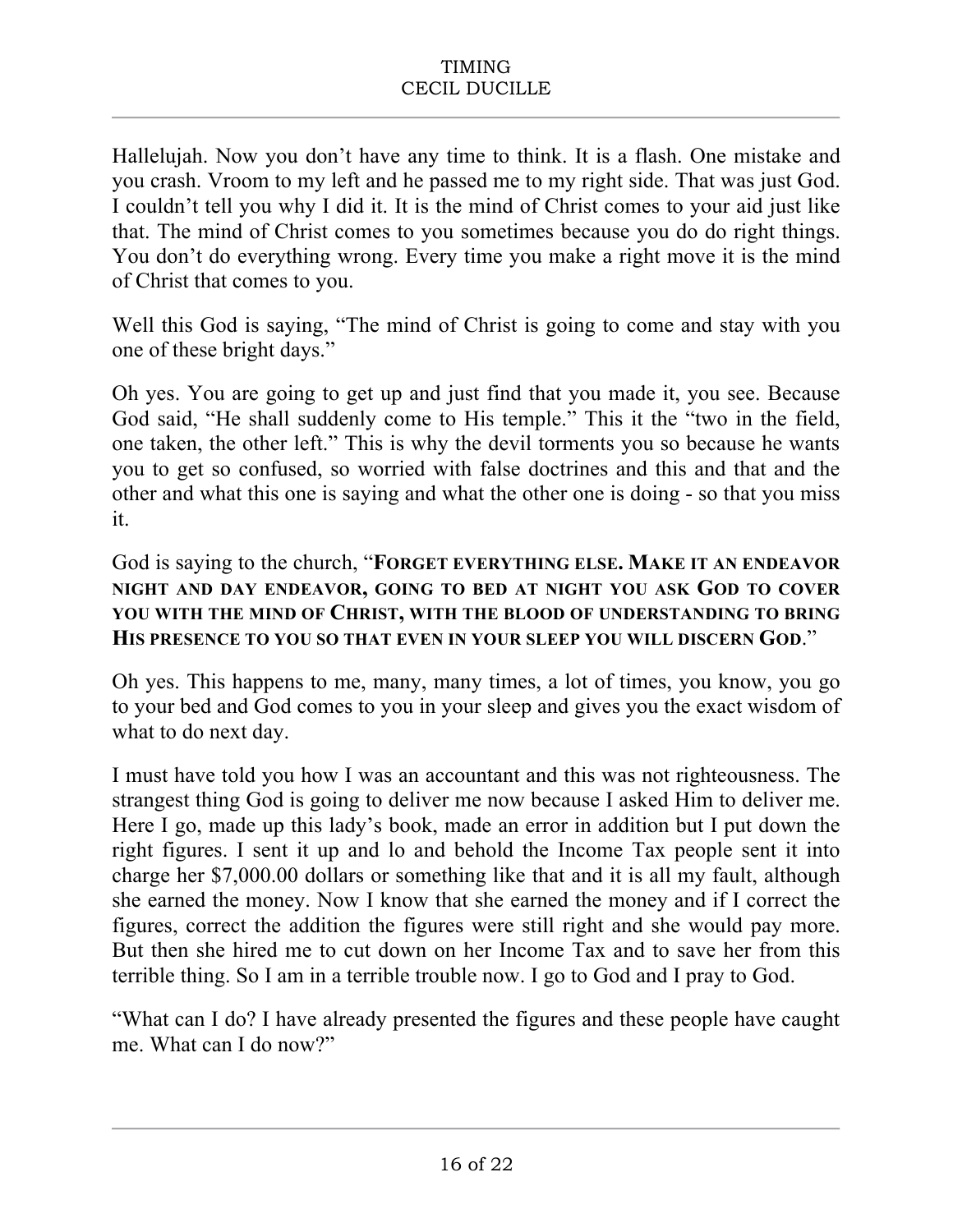Hallelujah. Now you don't have any time to think. It is a flash. One mistake and you crash. Vroom to my left and he passed me to my right side. That was just God. I couldn't tell you why I did it. It is the mind of Christ comes to your aid just like that. The mind of Christ comes to you sometimes because you do do right things. You don't do everything wrong. Every time you make a right move it is the mind of Christ that comes to you.

Well this God is saying, "The mind of Christ is going to come and stay with you one of these bright days."

Oh yes. You are going to get up and just find that you made it, you see. Because God said, "He shall suddenly come to His temple." This it the "two in the field, one taken, the other left." This is why the devil torments you so because he wants you to get so confused, so worried with false doctrines and this and that and the other and what this one is saying and what the other one is doing - so that you miss it.

God is saying to the church, "**FORGET EVERYTHING ELSE. MAKE IT AN ENDEAVOR NIGHT AND DAY ENDEAVOR, GOING TO BED AT NIGHT YOU ASK GOD TO COVER YOU WITH THE MIND OF CHRIST, WITH THE BLOOD OF UNDERSTANDING TO BRING HIS PRESENCE TO YOU SO THAT EVEN IN YOUR SLEEP YOU WILL DISCERN GOD**."

Oh yes. This happens to me, many, many times, a lot of times, you know, you go to your bed and God comes to you in your sleep and gives you the exact wisdom of what to do next day.

I must have told you how I was an accountant and this was not righteousness. The strangest thing God is going to deliver me now because I asked Him to deliver me. Here I go, made up this lady's book, made an error in addition but I put down the right figures. I sent it up and lo and behold the Income Tax people sent it into charge her $7,000.00 dollars or something like that and it is all my fault, although she earned the money. Now I know that she earned the money and if I correct the figures, correct the addition the figures were still right and she would pay more. But then she hired me to cut down on her Income Tax and to save her from this terrible thing. So I am in a terrible trouble now. I go to God and I pray to God.

"What can I do? I have already presented the figures and these people have caught me. What can I do now?"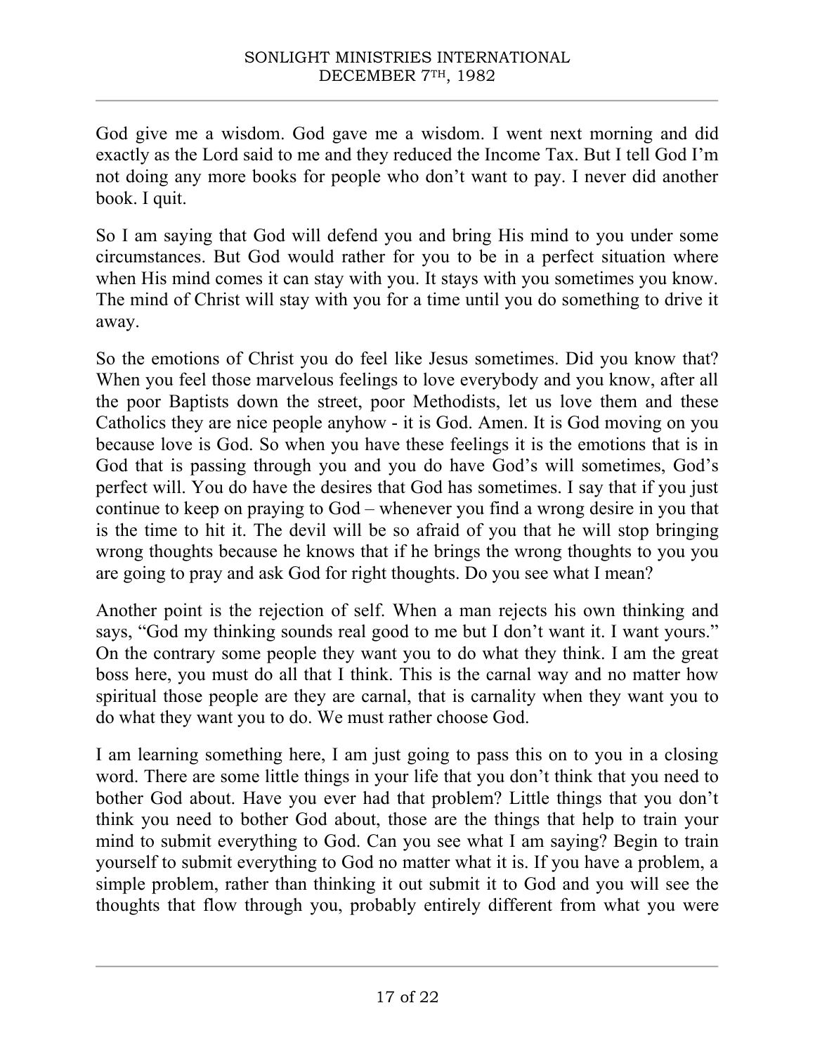God give me a wisdom. God gave me a wisdom. I went next morning and did exactly as the Lord said to me and they reduced the Income Tax. But I tell God I'm not doing any more books for people who don't want to pay. I never did another book. I quit.

So I am saying that God will defend you and bring His mind to you under some circumstances. But God would rather for you to be in a perfect situation where when His mind comes it can stay with you. It stays with you sometimes you know. The mind of Christ will stay with you for a time until you do something to drive it away.

So the emotions of Christ you do feel like Jesus sometimes. Did you know that? When you feel those marvelous feelings to love everybody and you know, after all the poor Baptists down the street, poor Methodists, let us love them and these Catholics they are nice people anyhow - it is God. Amen. It is God moving on you because love is God. So when you have these feelings it is the emotions that is in God that is passing through you and you do have God's will sometimes, God's perfect will. You do have the desires that God has sometimes. I say that if you just continue to keep on praying to God – whenever you find a wrong desire in you that is the time to hit it. The devil will be so afraid of you that he will stop bringing wrong thoughts because he knows that if he brings the wrong thoughts to you you are going to pray and ask God for right thoughts. Do you see what I mean?

Another point is the rejection of self. When a man rejects his own thinking and says, "God my thinking sounds real good to me but I don't want it. I want yours." On the contrary some people they want you to do what they think. I am the great boss here, you must do all that I think. This is the carnal way and no matter how spiritual those people are they are carnal, that is carnality when they want you to do what they want you to do. We must rather choose God.

I am learning something here, I am just going to pass this on to you in a closing word. There are some little things in your life that you don't think that you need to bother God about. Have you ever had that problem? Little things that you don't think you need to bother God about, those are the things that help to train your mind to submit everything to God. Can you see what I am saying? Begin to train yourself to submit everything to God no matter what it is. If you have a problem, a simple problem, rather than thinking it out submit it to God and you will see the thoughts that flow through you, probably entirely different from what you were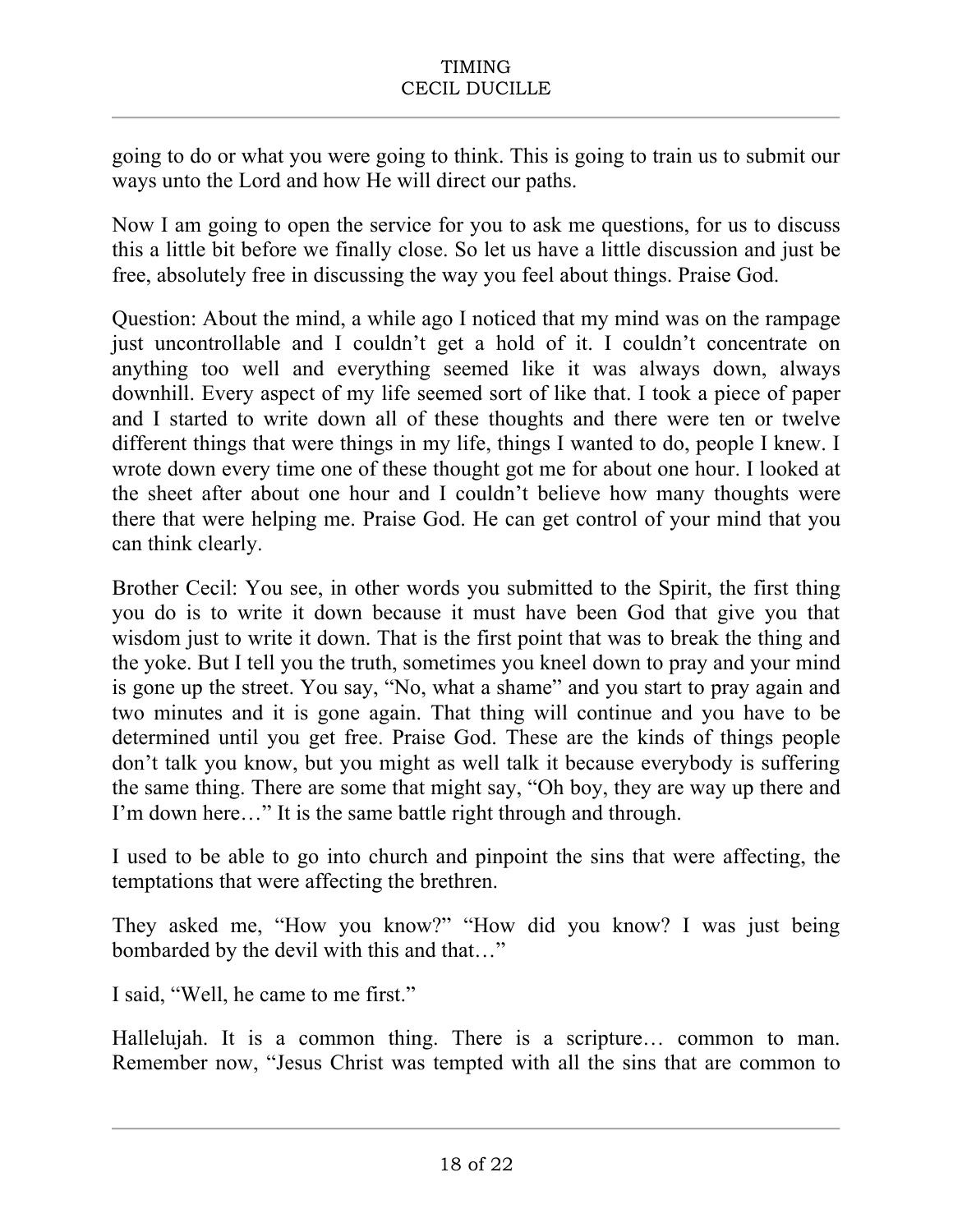going to do or what you were going to think. This is going to train us to submit our ways unto the Lord and how He will direct our paths.

Now I am going to open the service for you to ask me questions, for us to discuss this a little bit before we finally close. So let us have a little discussion and just be free, absolutely free in discussing the way you feel about things. Praise God.

Question: About the mind, a while ago I noticed that my mind was on the rampage just uncontrollable and I couldn't get a hold of it. I couldn't concentrate on anything too well and everything seemed like it was always down, always downhill. Every aspect of my life seemed sort of like that. I took a piece of paper and I started to write down all of these thoughts and there were ten or twelve different things that were things in my life, things I wanted to do, people I knew. I wrote down every time one of these thought got me for about one hour. I looked at the sheet after about one hour and I couldn't believe how many thoughts were there that were helping me. Praise God. He can get control of your mind that you can think clearly.

Brother Cecil: You see, in other words you submitted to the Spirit, the first thing you do is to write it down because it must have been God that give you that wisdom just to write it down. That is the first point that was to break the thing and the yoke. But I tell you the truth, sometimes you kneel down to pray and your mind is gone up the street. You say, "No, what a shame" and you start to pray again and two minutes and it is gone again. That thing will continue and you have to be determined until you get free. Praise God. These are the kinds of things people don't talk you know, but you might as well talk it because everybody is suffering the same thing. There are some that might say, "Oh boy, they are way up there and I'm down here…" It is the same battle right through and through.

I used to be able to go into church and pinpoint the sins that were affecting, the temptations that were affecting the brethren.

They asked me, "How you know?" "How did you know? I was just being bombarded by the devil with this and that…"

I said, "Well, he came to me first."

Hallelujah. It is a common thing. There is a scripture… common to man. Remember now, "Jesus Christ was tempted with all the sins that are common to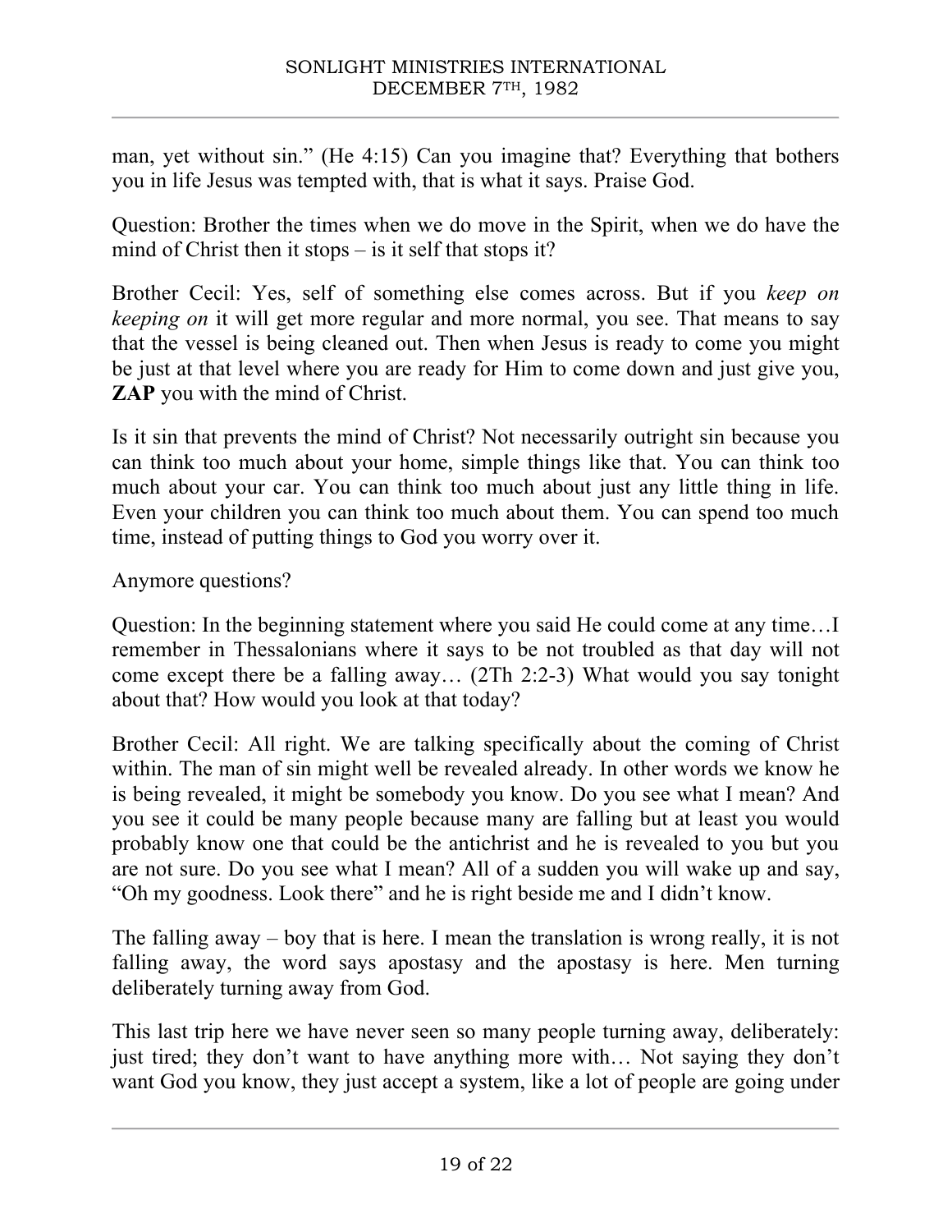man, yet without sin." (He 4:15) Can you imagine that? Everything that bothers you in life Jesus was tempted with, that is what it says. Praise God.

Question: Brother the times when we do move in the Spirit, when we do have the mind of Christ then it stops – is it self that stops it?

Brother Cecil: Yes, self of something else comes across. But if you *keep on keeping on* it will get more regular and more normal, you see. That means to say that the vessel is being cleaned out. Then when Jesus is ready to come you might be just at that level where you are ready for Him to come down and just give you, **ZAP** you with the mind of Christ.

Is it sin that prevents the mind of Christ? Not necessarily outright sin because you can think too much about your home, simple things like that. You can think too much about your car. You can think too much about just any little thing in life. Even your children you can think too much about them. You can spend too much time, instead of putting things to God you worry over it.

Anymore questions?

Question: In the beginning statement where you said He could come at any time…I remember in Thessalonians where it says to be not troubled as that day will not come except there be a falling away… (2Th 2:2-3) What would you say tonight about that? How would you look at that today?

Brother Cecil: All right. We are talking specifically about the coming of Christ within. The man of sin might well be revealed already. In other words we know he is being revealed, it might be somebody you know. Do you see what I mean? And you see it could be many people because many are falling but at least you would probably know one that could be the antichrist and he is revealed to you but you are not sure. Do you see what I mean? All of a sudden you will wake up and say, "Oh my goodness. Look there" and he is right beside me and I didn't know.

The falling away – boy that is here. I mean the translation is wrong really, it is not falling away, the word says apostasy and the apostasy is here. Men turning deliberately turning away from God.

This last trip here we have never seen so many people turning away, deliberately: just tired; they don't want to have anything more with… Not saying they don't want God you know, they just accept a system, like a lot of people are going under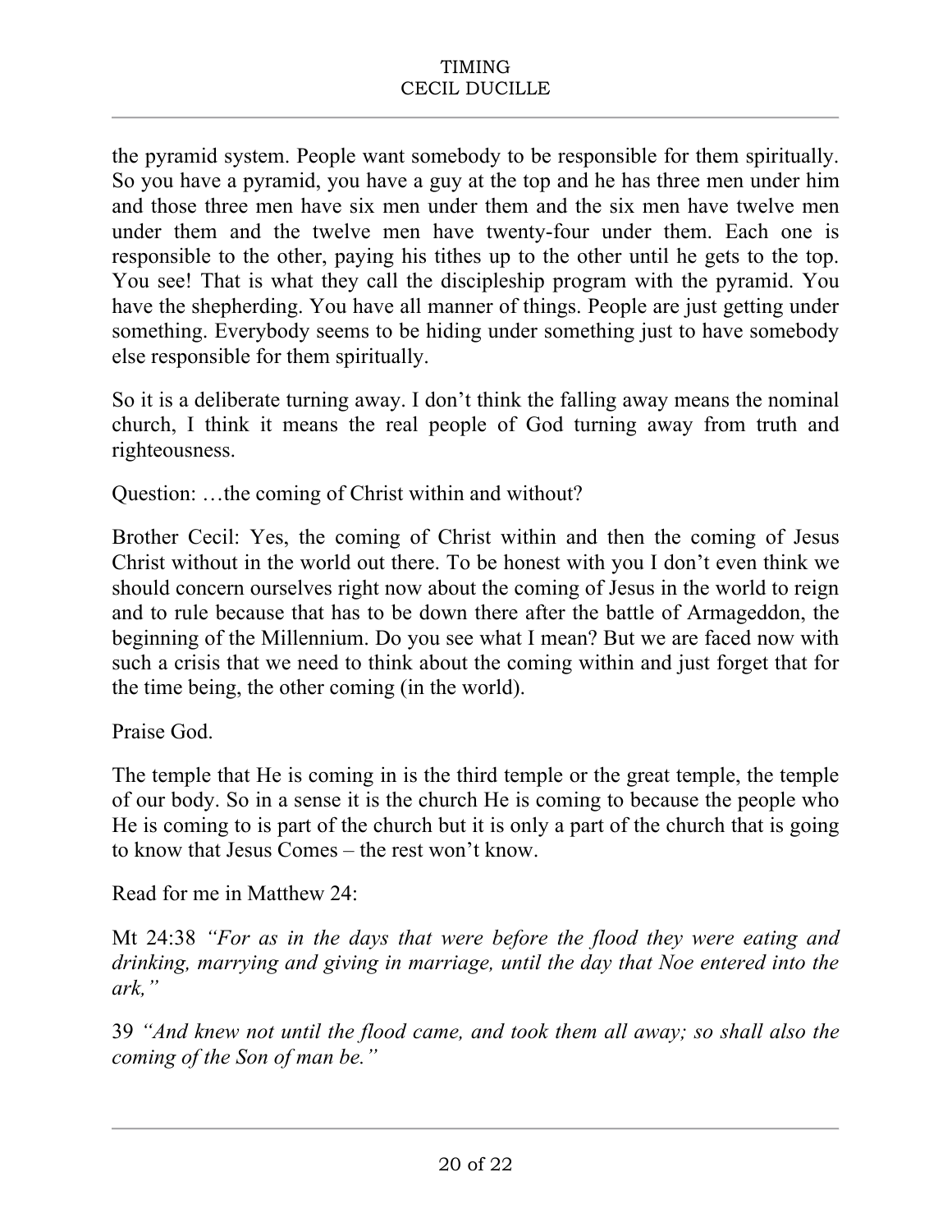the pyramid system. People want somebody to be responsible for them spiritually. So you have a pyramid, you have a guy at the top and he has three men under him and those three men have six men under them and the six men have twelve men under them and the twelve men have twenty-four under them. Each one is responsible to the other, paying his tithes up to the other until he gets to the top. You see! That is what they call the discipleship program with the pyramid. You have the shepherding. You have all manner of things. People are just getting under something. Everybody seems to be hiding under something just to have somebody else responsible for them spiritually.

So it is a deliberate turning away. I don't think the falling away means the nominal church, I think it means the real people of God turning away from truth and righteousness.

Question: …the coming of Christ within and without?

Brother Cecil: Yes, the coming of Christ within and then the coming of Jesus Christ without in the world out there. To be honest with you I don't even think we should concern ourselves right now about the coming of Jesus in the world to reign and to rule because that has to be down there after the battle of Armageddon, the beginning of the Millennium. Do you see what I mean? But we are faced now with such a crisis that we need to think about the coming within and just forget that for the time being, the other coming (in the world).

Praise God.

The temple that He is coming in is the third temple or the great temple, the temple of our body. So in a sense it is the church He is coming to because the people who He is coming to is part of the church but it is only a part of the church that is going to know that Jesus Comes – the rest won't know.

Read for me in Matthew 24:

Mt 24:38 *"For as in the days that were before the flood they were eating and drinking, marrying and giving in marriage, until the day that Noe entered into the ark,"*

39 *"And knew not until the flood came, and took them all away; so shall also the coming of the Son of man be."*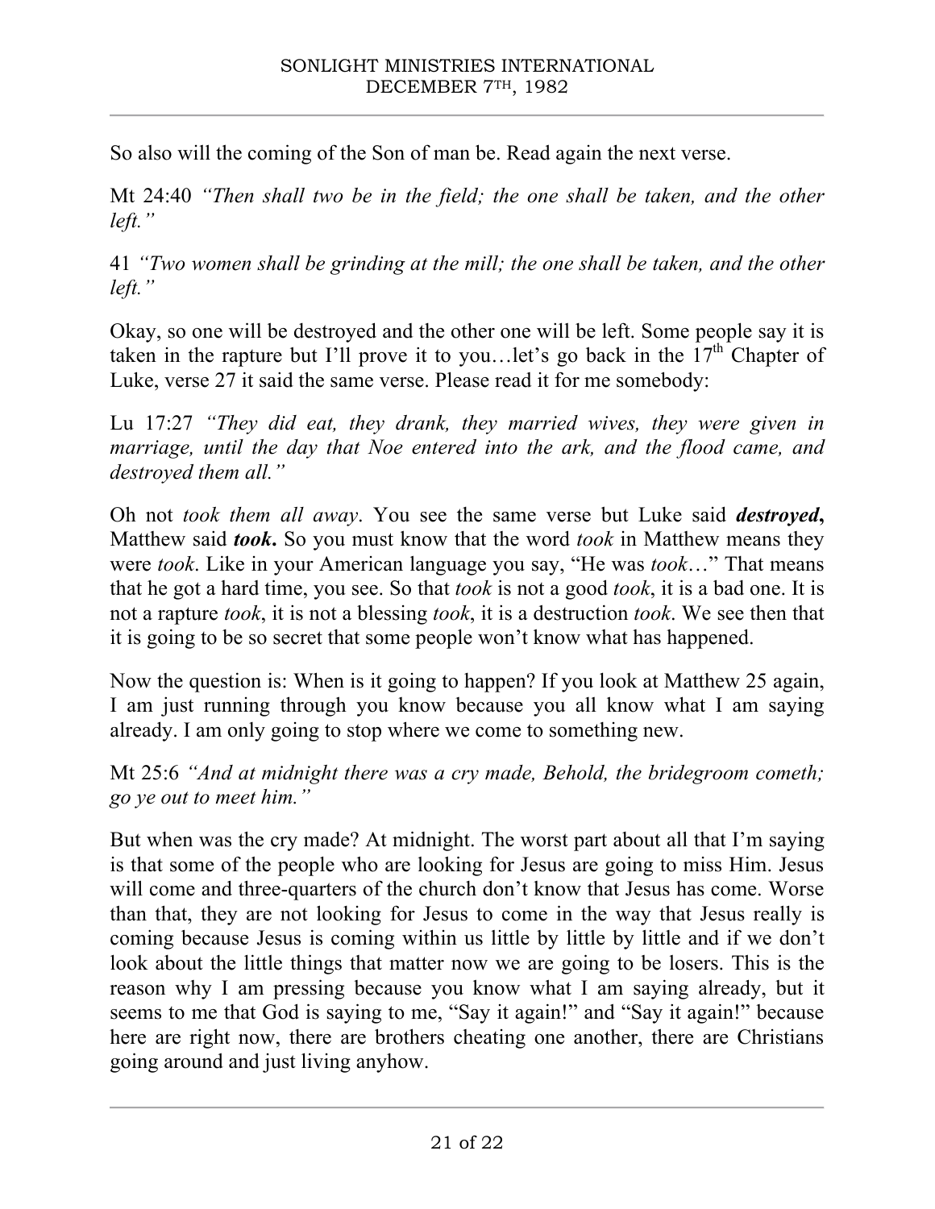So also will the coming of the Son of man be. Read again the next verse.

Mt 24:40 *"Then shall two be in the field; the one shall be taken, and the other left."*

41 *"Two women shall be grinding at the mill; the one shall be taken, and the other left."*

Okay, so one will be destroyed and the other one will be left. Some people say it is taken in the rapture but I'll prove it to you…let's go back in the 17th Chapter of Luke, verse 27 it said the same verse. Please read it for me somebody:

Lu 17:27 *"They did eat, they drank, they married wives, they were given in marriage, until the day that Noe entered into the ark, and the flood came, and destroyed them all."*

Oh not *took them all away*. You see the same verse but Luke said ***destroyed*,** Matthew said ***took*.** So you must know that the word *took* in Matthew means they were *took*. Like in your American language you say, "He was *took*…" That means that he got a hard time, you see. So that *took* is not a good *took*, it is a bad one. It is not a rapture *took*, it is not a blessing *took*, it is a destruction *took*. We see then that it is going to be so secret that some people won't know what has happened.

Now the question is: When is it going to happen? If you look at Matthew 25 again, I am just running through you know because you all know what I am saying already. I am only going to stop where we come to something new.

Mt 25:6 *"And at midnight there was a cry made, Behold, the bridegroom cometh; go ye out to meet him."*

But when was the cry made? At midnight. The worst part about all that I'm saying is that some of the people who are looking for Jesus are going to miss Him. Jesus will come and three-quarters of the church don't know that Jesus has come. Worse than that, they are not looking for Jesus to come in the way that Jesus really is coming because Jesus is coming within us little by little by little and if we don't look about the little things that matter now we are going to be losers. This is the reason why I am pressing because you know what I am saying already, but it seems to me that God is saying to me, "Say it again!" and "Say it again!" because here are right now, there are brothers cheating one another, there are Christians going around and just living anyhow.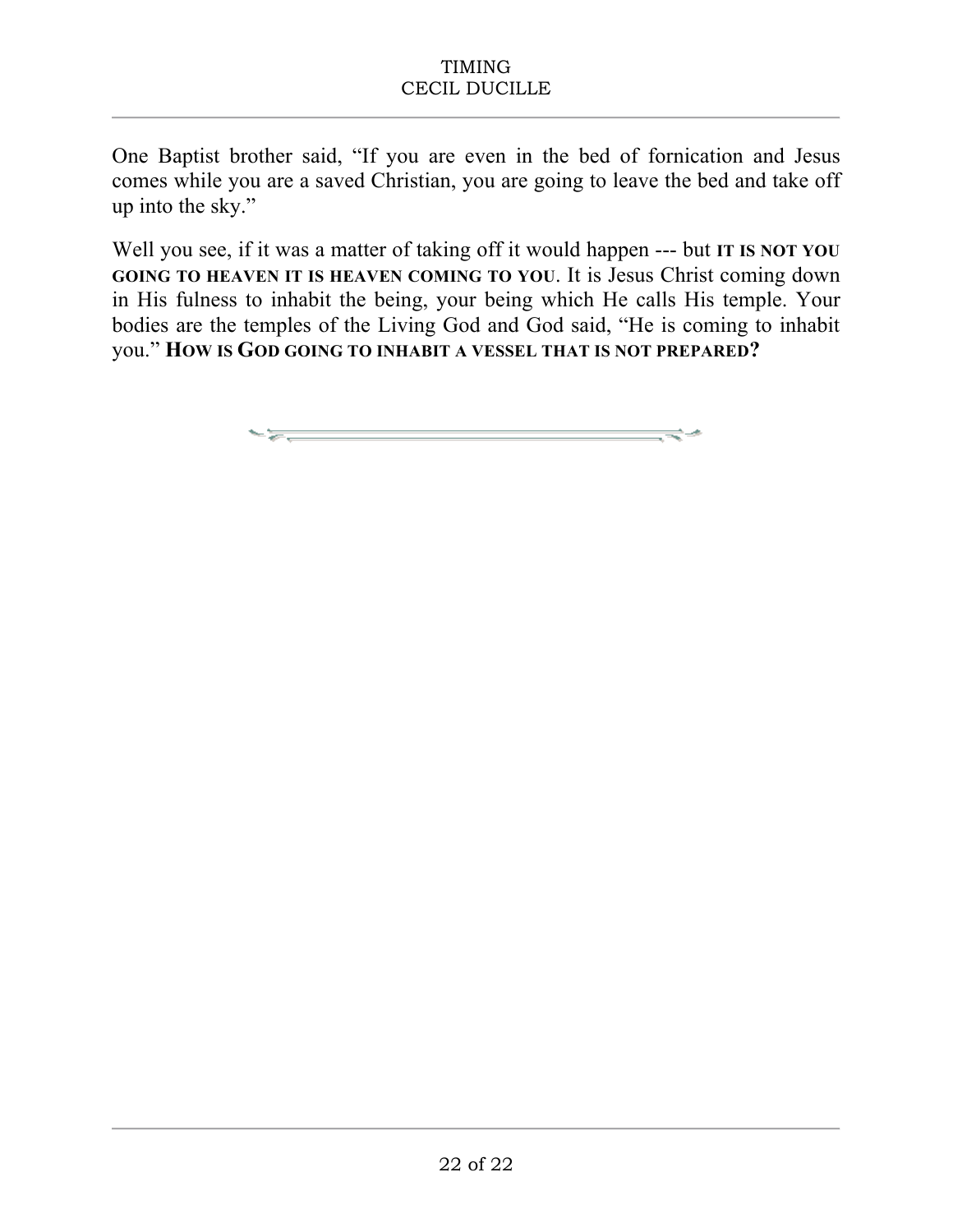One Baptist brother said, "If you are even in the bed of fornication and Jesus comes while you are a saved Christian, you are going to leave the bed and take off up into the sky."

Well you see, if it was a matter of taking off it would happen --- but **IT IS NOT YOU GOING TO HEAVEN IT IS HEAVEN COMING TO YOU**. It is Jesus Christ coming down in His fulness to inhabit the being, your being which He calls His temple. Your bodies are the temples of the Living God and God said, "He is coming to inhabit you." **HOW IS GOD GOING TO INHABIT A VESSEL THAT IS NOT PREPARED?**